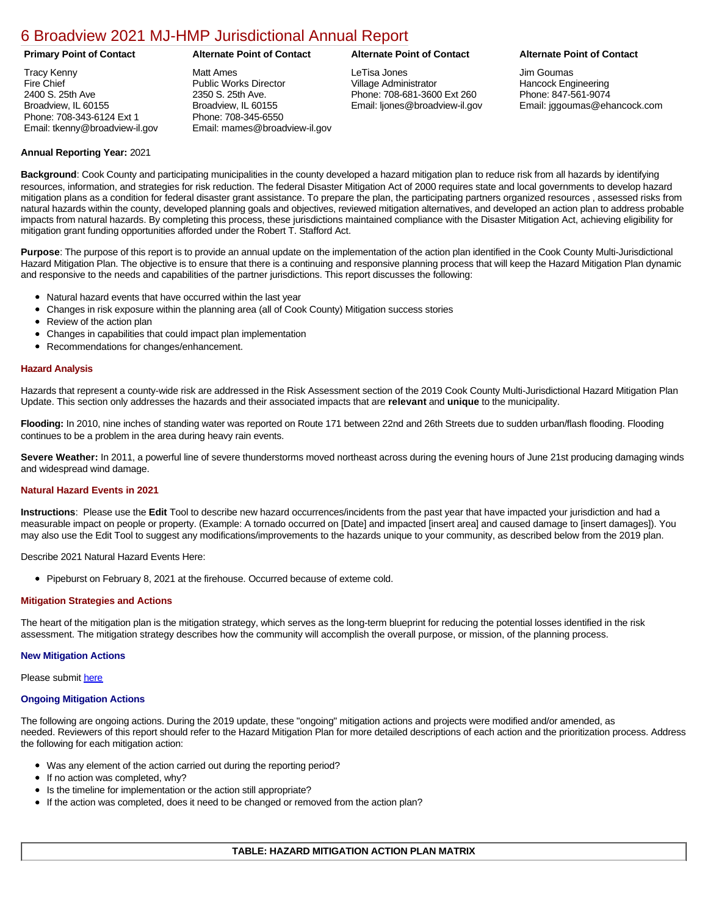# 6 Broadview 2021 MJ-HMP Jurisdictional Annual Report

| Primary Point of Contact | Alternate Point of Contact | Alternate Point of Contact | Alternate Point of Contact |
|---|---|---|---|
| Tracy Kenny<br>Fire Chief<br>2400 S. 25th Ave<br>Broadview, IL 60155<br>Phone: 708-343-6124 Ext 1<br>Email: tkenny@broadview-il.gov | Matt Ames<br>Public Works Director<br>2350 S. 25th Ave.<br>Broadview, IL 60155<br>Phone: 708-345-6550<br>Email: mames@broadview-il.gov | LeTisa Jones<br>Village Administrator<br>Phone: 708-681-3600 Ext 260<br>Email: ljones@broadview-il.gov | Jim Goumas<br>Hancock Engineering<br>Phone: 847-561-9074<br>Email: jggoumas@ehancock.com |

**Annual Reporting Year:** 2021

**Background**: Cook County and participating municipalities in the county developed a hazard mitigation plan to reduce risk from all hazards by identifying resources, information, and strategies for risk reduction. The federal Disaster Mitigation Act of 2000 requires state and local governments to develop hazard mitigation plans as a condition for federal disaster grant assistance. To prepare the plan, the participating partners organized resources , assessed risks from natural hazards within the county, developed planning goals and objectives, reviewed mitigation alternatives, and developed an action plan to address probable impacts from natural hazards. By completing this process, these jurisdictions maintained compliance with the Disaster Mitigation Act, achieving eligibility for mitigation grant funding opportunities afforded under the Robert T. Stafford Act.

**Purpose**: The purpose of this report is to provide an annual update on the implementation of the action plan identified in the Cook County Multi-Jurisdictional Hazard Mitigation Plan. The objective is to ensure that there is a continuing and responsive planning process that will keep the Hazard Mitigation Plan dynamic and responsive to the needs and capabilities of the partner jurisdictions. This report discusses the following:

- Natural hazard events that have occurred within the last year
- Changes in risk exposure within the planning area (all of Cook County) Mitigation success stories
- Review of the action plan
- Changes in capabilities that could impact plan implementation
- Recommendations for changes/enhancement.

### Hazard Analysis

Hazards that represent a county-wide risk are addressed in the Risk Assessment section of the 2019 Cook County Multi-Jurisdictional Hazard Mitigation Plan Update. This section only addresses the hazards and their associated impacts that are **relevant** and **unique** to the municipality.

**Flooding:** In 2010, nine inches of standing water was reported on Route 171 between 22nd and 26th Streets due to sudden urban/flash flooding. Flooding continues to be a problem in the area during heavy rain events.

**Severe Weather:** In 2011, a powerful line of severe thunderstorms moved northeast across during the evening hours of June 21st producing damaging winds and widespread wind damage.

### Natural Hazard Events in 2021

**Instructions**: Please use the **Edit** Tool to describe new hazard occurrences/incidents from the past year that have impacted your jurisdiction and had a measurable impact on people or property. (Example: A tornado occurred on [Date] and impacted [insert area] and caused damage to [insert damages]). You may also use the Edit Tool to suggest any modifications/improvements to the hazards unique to your community, as described below from the 2019 plan.

Describe 2021 Natural Hazard Events Here:

- Pipeburst on February 8, 2021 at the firehouse. Occurred because of exteme cold.

### Mitigation Strategies and Actions

The heart of the mitigation plan is the mitigation strategy, which serves as the long-term blueprint for reducing the potential losses identified in the risk assessment. The mitigation strategy describes how the community will accomplish the overall purpose, or mission, of the planning process.

#### New Mitigation Actions

Please submit here

#### Ongoing Mitigation Actions

The following are ongoing actions. During the 2019 update, these "ongoing" mitigation actions and projects were modified and/or amended, as needed. Reviewers of this report should refer to the Hazard Mitigation Plan for more detailed descriptions of each action and the prioritization process. Address the following for each mitigation action:

- Was any element of the action carried out during the reporting period?
- If no action was completed, why?
- Is the timeline for implementation or the action still appropriate?
- If the action was completed, does it need to be changed or removed from the action plan?

**TABLE: HAZARD MITIGATION ACTION PLAN MATRIX**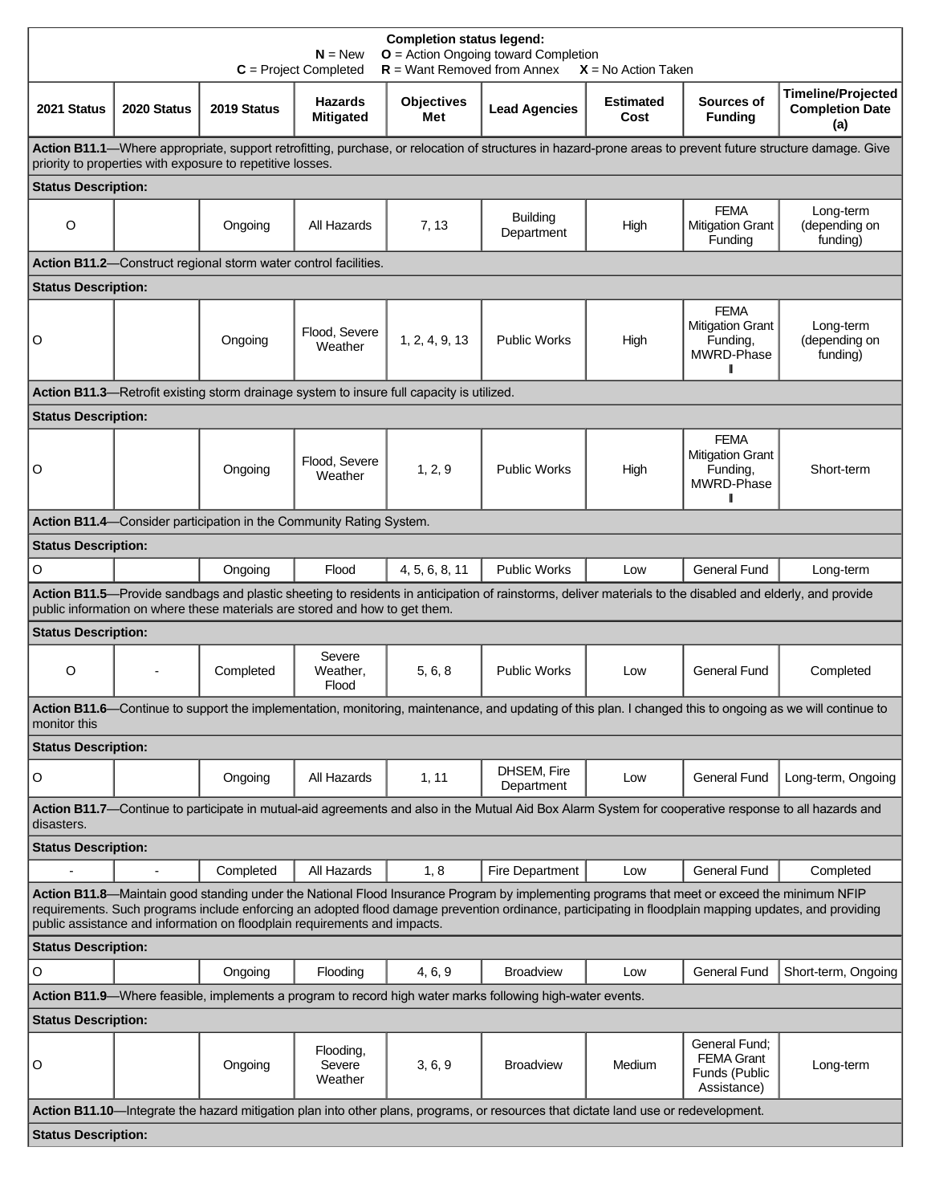**Completion status legend:**
**N** = New **O** = Action Ongoing toward Completion
**C** = Project Completed **R** = Want Removed from Annex **X** = No Action Taken

| 2021 Status | 2020 Status | 2019 Status | Hazards Mitigated | Objectives Met | Lead Agencies | Estimated Cost | Sources of Funding | Timeline/Projected Completion Date (a) |
|---|---|---|---|---|---|---|---|---|
| **Action B11.1**—Where appropriate, support retrofitting, purchase, or relocation of structures in hazard-prone areas to prevent future structure damage. Give priority to properties with exposure to repetitive losses. | | | | | | | | |
| **Status Description:** | | | | | | | | |
| O | | Ongoing | All Hazards | 7, 13 | Building Department | High | FEMA Mitigation Grant Funding | Long-term (depending on funding) |
| **Action B11.2**—Construct regional storm water control facilities. | | | | | | | | |
| **Status Description:** | | | | | | | | |
| O | | Ongoing | Flood, Severe Weather | 1, 2, 4, 9, 13 | Public Works | High | FEMA Mitigation Grant Funding, MWRD-Phase II | Long-term (depending on funding) |
| **Action B11.3**—Retrofit existing storm drainage system to insure full capacity is utilized. | | | | | | | | |
| **Status Description:** | | | | | | | | |
| O | | Ongoing | Flood, Severe Weather | 1, 2, 9 | Public Works | High | FEMA Mitigation Grant Funding, MWRD-Phase II | Short-term |
| **Action B11.4**—Consider participation in the Community Rating System. | | | | | | | | |
| **Status Description:** | | | | | | | | |
| O | | Ongoing | Flood | 4, 5, 6, 8, 11 | Public Works | Low | General Fund | Long-term |
| **Action B11.5**—Provide sandbags and plastic sheeting to residents in anticipation of rainstorms, deliver materials to the disabled and elderly, and provide public information on where these materials are stored and how to get them. | | | | | | | | |
| **Status Description:** | | | | | | | | |
| O | - | Completed | Severe Weather, Flood | 5, 6, 8 | Public Works | Low | General Fund | Completed |
| **Action B11.6**—Continue to support the implementation, monitoring, maintenance, and updating of this plan. I changed this to ongoing as we will continue to monitor this | | | | | | | | |
| **Status Description:** | | | | | | | | |
| O | | Ongoing | All Hazards | 1, 11 | DHSEM, Fire Department | Low | General Fund | Long-term, Ongoing |
| **Action B11.7**—Continue to participate in mutual-aid agreements and also in the Mutual Aid Box Alarm System for cooperative response to all hazards and disasters. | | | | | | | | |
| **Status Description:** | | | | | | | | |
| - | - | Completed | All Hazards | 1, 8 | Fire Department | Low | General Fund | Completed |
| **Action B11.8**—Maintain good standing under the National Flood Insurance Program by implementing programs that meet or exceed the minimum NFIP requirements. Such programs include enforcing an adopted flood damage prevention ordinance, participating in floodplain mapping updates, and providing public assistance and information on floodplain requirements and impacts. | | | | | | | | |
| **Status Description:** | | | | | | | | |
| O | | Ongoing | Flooding | 4, 6, 9 | Broadview | Low | General Fund | Short-term, Ongoing |
| **Action B11.9**—Where feasible, implements a program to record high water marks following high-water events. | | | | | | | | |
| **Status Description:** | | | | | | | | |
| O | | Ongoing | Flooding, Severe Weather | 3, 6, 9 | Broadview | Medium | General Fund; FEMA Grant Funds (Public Assistance) | Long-term |
| **Action B11.10**—Integrate the hazard mitigation plan into other plans, programs, or resources that dictate land use or redevelopment. | | | | | | | | |
| **Status Description:** | | | | | | | | |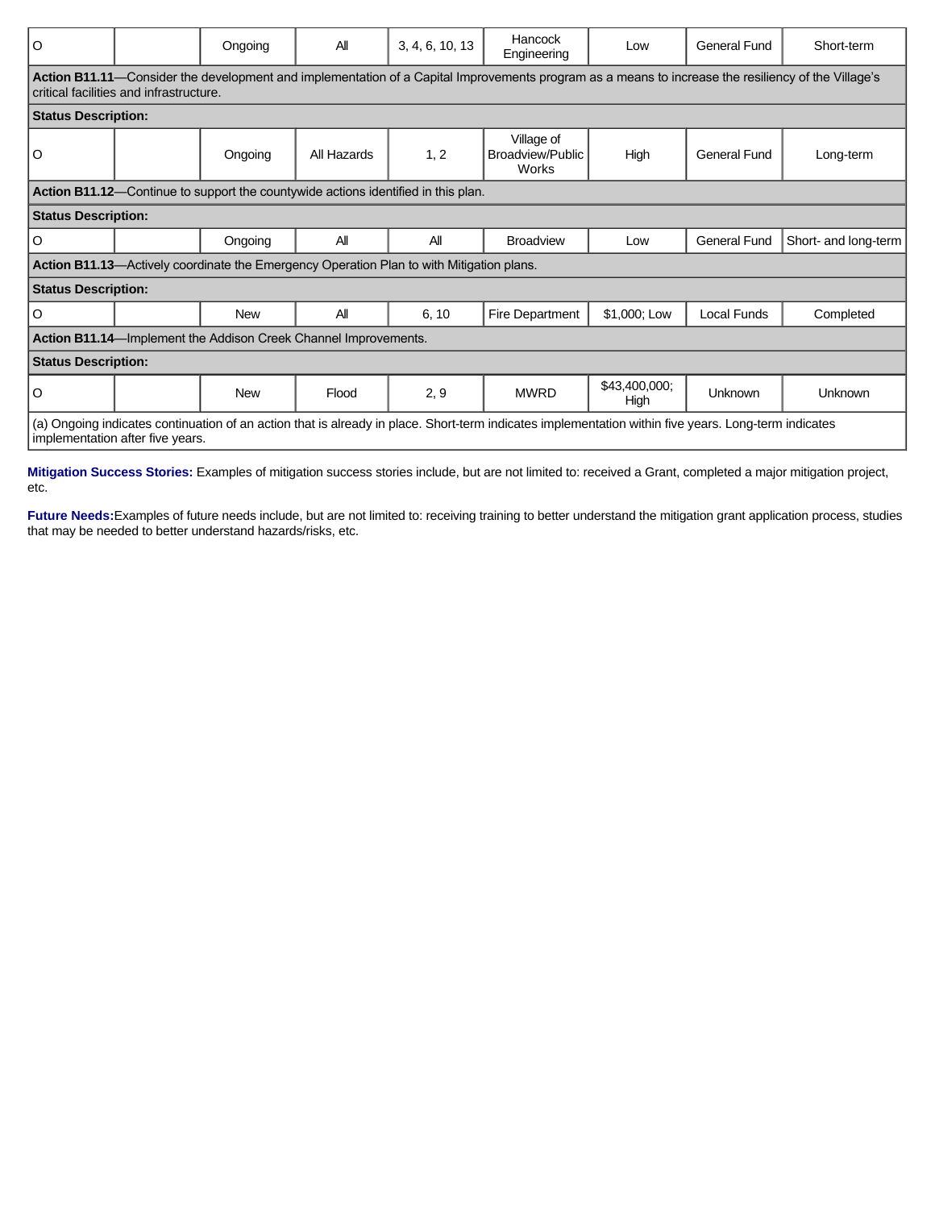| | | | | | | | | |
|---|---|---|---|---|---|---|---|---|
| O | | Ongoing | All | 3, 4, 6, 10, 13 | Hancock Engineering | Low | General Fund | Short-term |
| **Action B11.11**—Consider the development and implementation of a Capital Improvements program as a means to increase the resiliency of the Village's critical facilities and infrastructure. | | | | | | | | |
| **Status Description:** | | | | | | | | |
| O | | Ongoing | All Hazards | 1, 2 | Village of Broadview/Public Works | High | General Fund | Long-term |
| **Action B11.12**—Continue to support the countywide actions identified in this plan. | | | | | | | | |
| **Status Description:** | | | | | | | | |
| O | | Ongoing | All | All | Broadview | Low | General Fund | Short- and long-term |
| **Action B11.13**—Actively coordinate the Emergency Operation Plan to with Mitigation plans. | | | | | | | | |
| **Status Description:** | | | | | | | | |
| O | | New | All | 6, 10 | Fire Department | $1,000; Low | Local Funds | Completed |
| **Action B11.14**—Implement the Addison Creek Channel Improvements. | | | | | | | | |
| **Status Description:** | | | | | | | | |
| O | | New | Flood | 2, 9 | MWRD | $43,400,000; High | Unknown | Unknown |
| (a) Ongoing indicates continuation of an action that is already in place. Short-term indicates implementation within five years. Long-term indicates implementation after five years. | | | | | | | | |

**Mitigation Success Stories:** Examples of mitigation success stories include, but are not limited to: received a Grant, completed a major mitigation project, etc.

**Future Needs:** Examples of future needs include, but are not limited to: receiving training to better understand the mitigation grant application process, studies that may be needed to better understand hazards/risks, etc.